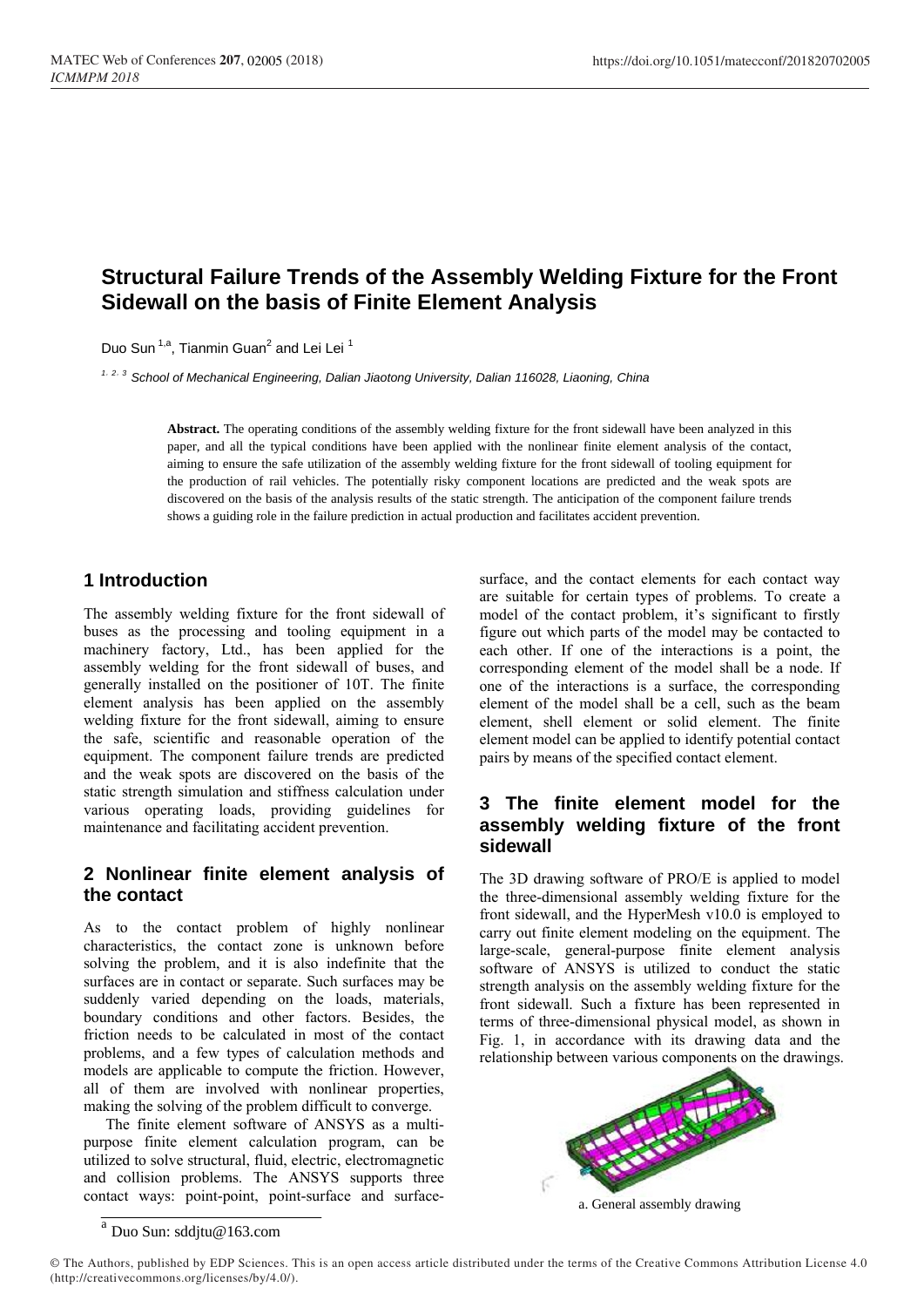# Structural Failure Trends of the Assembly Welding Fixture for the Front Sidewall on the basis of Finite Element Analysis

Duo Sun [1,a], Tianmin Guan[2] and Lei Lei [1]

[1, 2, 3] *School of Mechanical Engineering, Dalian Jiaotong University, Dalian 116028, Liaoning, China*

**Abstract.** The operating conditions of the assembly welding fixture for the front sidewall have been analyzed in this paper, and all the typical conditions have been applied with the nonlinear finite element analysis of the contact, aiming to ensure the safe utilization of the assembly welding fixture for the front sidewall of tooling equipment for the production of rail vehicles. The potentially risky component locations are predicted and the weak spots are discovered on the basis of the analysis results of the static strength. The anticipation of the component failure trends shows a guiding role in the failure prediction in actual production and facilitates accident prevention.

## 1 Introduction

The assembly welding fixture for the front sidewall of buses as the processing and tooling equipment in a machinery factory, Ltd., has been applied for the assembly welding for the front sidewall of buses, and generally installed on the positioner of 10T. The finite element analysis has been applied on the assembly welding fixture for the front sidewall, aiming to ensure the safe, scientific and reasonable operation of the equipment. The component failure trends are predicted and the weak spots are discovered on the basis of the static strength simulation and stiffness calculation under various operating loads, providing guidelines for maintenance and facilitating accident prevention.

## 2 Nonlinear finite element analysis of the contact

As to the contact problem of highly nonlinear characteristics, the contact zone is unknown before solving the problem, and it is also indefinite that the surfaces are in contact or separate. Such surfaces may be suddenly varied depending on the loads, materials, boundary conditions and other factors. Besides, the friction needs to be calculated in most of the contact problems, and a few types of calculation methods and models are applicable to compute the friction. However, all of them are involved with nonlinear properties, making the solving of the problem difficult to converge.

The finite element software of ANSYS as a multi-purpose finite element calculation program, can be utilized to solve structural, fluid, electric, electromagnetic and collision problems. The ANSYS supports three contact ways: point-point, point-surface and surface-surface, and the contact elements for each contact way are suitable for certain types of problems. To create a model of the contact problem, it's significant to firstly figure out which parts of the model may be contacted to each other. If one of the interactions is a point, the corresponding element of the model shall be a node. If one of the interactions is a surface, the corresponding element of the model shall be a cell, such as the beam element, shell element or solid element. The finite element model can be applied to identify potential contact pairs by means of the specified contact element.

## 3 The finite element model for the assembly welding fixture of the front sidewall

The 3D drawing software of PRO/E is applied to model the three-dimensional assembly welding fixture for the front sidewall, and the HyperMesh v10.0 is employed to carry out finite element modeling on the equipment. The large-scale, general-purpose finite element analysis software of ANSYS is utilized to conduct the static strength analysis on the assembly welding fixture for the front sidewall. Such a fixture has been represented in terms of three-dimensional physical model, as shown in Fig. 1, in accordance with its drawing data and the relationship between various components on the drawings.

a. General assembly drawing

[a] Duo Sun: sddjtu@163.com

© The Authors, published by EDP Sciences. This is an open access article distributed under the terms of the Creative Commons Attribution License 4.0 (http://creativecommons.org/licenses/by/4.0/).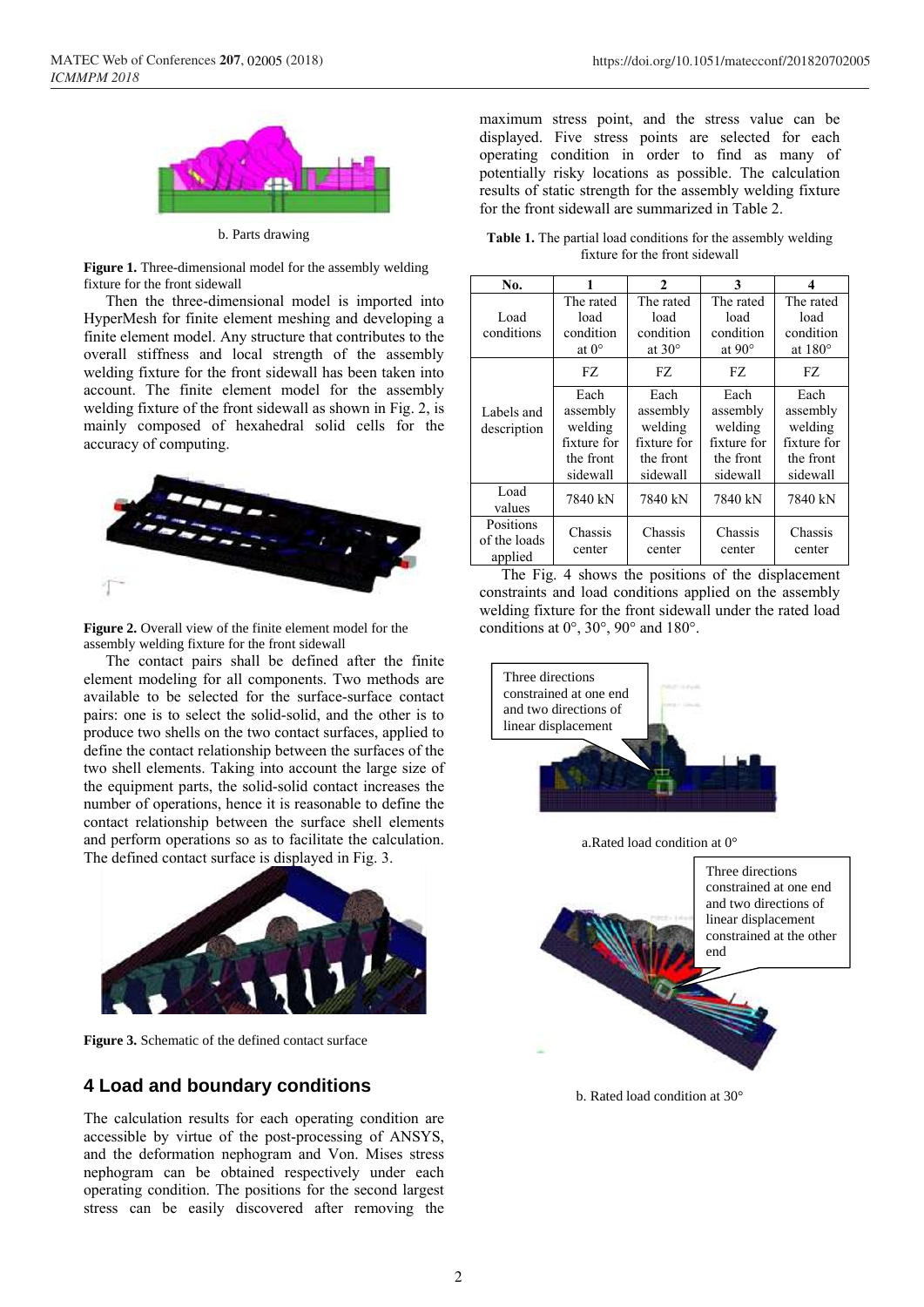b. Parts drawing

**Figure 1.** Three-dimensional model for the assembly welding fixture for the front sidewall

Then the three-dimensional model is imported into HyperMesh for finite element meshing and developing a finite element model. Any structure that contributes to the overall stiffness and local strength of the assembly welding fixture for the front sidewall has been taken into account. The finite element model for the assembly welding fixture of the front sidewall as shown in Fig. 2, is mainly composed of hexahedral solid cells for the accuracy of computing.

**Figure 2.** Overall view of the finite element model for the assembly welding fixture for the front sidewall

The contact pairs shall be defined after the finite element modeling for all components. Two methods are available to be selected for the surface-surface contact pairs: one is to select the solid-solid, and the other is to produce two shells on the two contact surfaces, applied to define the contact relationship between the surfaces of the two shell elements. Taking into account the large size of the equipment parts, the solid-solid contact increases the number of operations, hence it is reasonable to define the contact relationship between the surface shell elements and perform operations so as to facilitate the calculation. The defined contact surface is displayed in Fig. 3.

**Figure 3.** Schematic of the defined contact surface

## 4 Load and boundary conditions

The calculation results for each operating condition are accessible by virtue of the post-processing of ANSYS, and the deformation nephogram and Von. Mises stress nephogram can be obtained respectively under each operating condition. The positions for the second largest stress can be easily discovered after removing the maximum stress point, and the stress value can be displayed. Five stress points are selected for each operating condition in order to find as many of potentially risky locations as possible. The calculation results of static strength for the assembly welding fixture for the front sidewall are summarized in Table 2.

**Table 1.** The partial load conditions for the assembly welding fixture for the front sidewall

| No. | 1 | 2 | 3 | 4 |
|---|---|---|---|---|
| Load conditions | The rated load condition at 0° | The rated load condition at 30° | The rated load condition at 90° | The rated load condition at 180° |
| Labels and description | FZ | FZ | FZ | FZ |
| | Each assembly welding fixture for the front sidewall | Each assembly welding fixture for the front sidewall | Each assembly welding fixture for the front sidewall | Each assembly welding fixture for the front sidewall |
| Load values | 7840 kN | 7840 kN | 7840 kN | 7840 kN |
| Positions of the loads applied | Chassis center | Chassis center | Chassis center | Chassis center |

The Fig. 4 shows the positions of the displacement constraints and load conditions applied on the assembly welding fixture for the front sidewall under the rated load conditions at 0°, 30°, 90° and 180°.

Three directions constrained at one end and two directions of linear displacement

a.Rated load condition at 0°

Three directions constrained at one end and two directions of linear displacement constrained at the other end

b. Rated load condition at 30°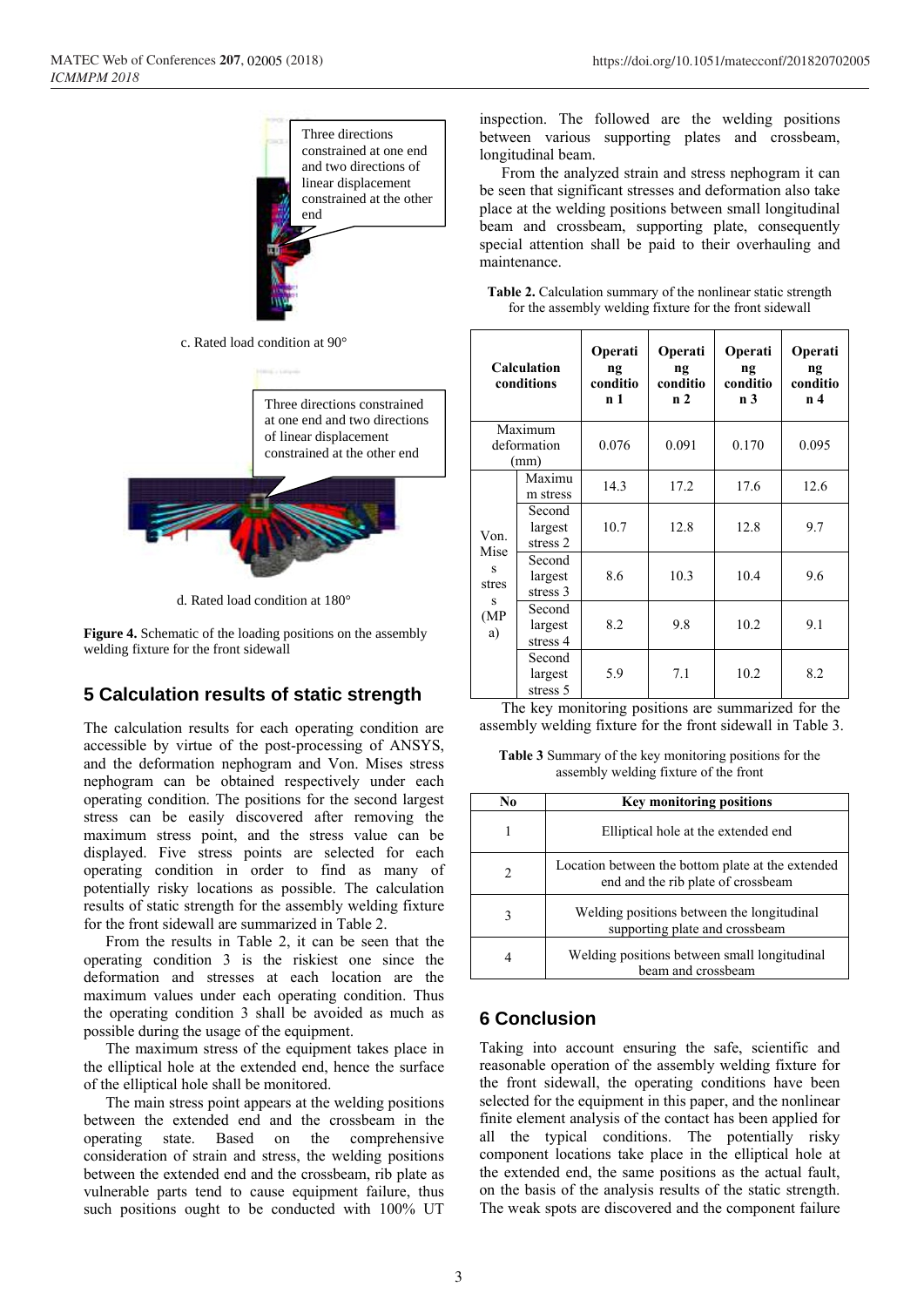Three directions constrained at one end and two directions of linear displacement constrained at the other end

c. Rated load condition at 90°

Three directions constrained at one end and two directions of linear displacement constrained at the other end

d. Rated load condition at 180°

**Figure 4.** Schematic of the loading positions on the assembly welding fixture for the front sidewall

## 5 Calculation results of static strength

The calculation results for each operating condition are accessible by virtue of the post-processing of ANSYS, and the deformation nephogram and Von. Mises stress nephogram can be obtained respectively under each operating condition. The positions for the second largest stress can be easily discovered after removing the maximum stress point, and the stress value can be displayed. Five stress points are selected for each operating condition in order to find as many of potentially risky locations as possible. The calculation results of static strength for the assembly welding fixture for the front sidewall are summarized in Table 2.

From the results in Table 2, it can be seen that the operating condition 3 is the riskiest one since the deformation and stresses at each location are the maximum values under each operating condition. Thus the operating condition 3 shall be avoided as much as possible during the usage of the equipment.

The maximum stress of the equipment takes place in the elliptical hole at the extended end, hence the surface of the elliptical hole shall be monitored.

The main stress point appears at the welding positions between the extended end and the crossbeam in the operating state. Based on the comprehensive consideration of strain and stress, the welding positions between the extended end and the crossbeam, rib plate as vulnerable parts tend to cause equipment failure, thus such positions ought to be conducted with 100% UT inspection. The followed are the welding positions between various supporting plates and crossbeam, longitudinal beam.

From the analyzed strain and stress nephogram it can be seen that significant stresses and deformation also take place at the welding positions between small longitudinal beam and crossbeam, supporting plate, consequently special attention shall be paid to their overhauling and maintenance.

**Table 2.** Calculation summary of the nonlinear static strength for the assembly welding fixture for the front sidewall

| Calculation conditions | | Operating condition 1 | Operating condition 2 | Operating condition 3 | Operating condition 4 |
|---|---|---|---|---|---|
| Maximum deformation (mm) | | 0.076 | 0.091 | 0.170 | 0.095 |
| Von. Mises stress (MPa) | Maximum stress | 14.3 | 17.2 | 17.6 | 12.6 |
| | Second largest stress 2 | 10.7 | 12.8 | 12.8 | 9.7 |
| | Second largest stress 3 | 8.6 | 10.3 | 10.4 | 9.6 |
| | Second largest stress 4 | 8.2 | 9.8 | 10.2 | 9.1 |
| | Second largest stress 5 | 5.9 | 7.1 | 10.2 | 8.2 |

The key monitoring positions are summarized for the assembly welding fixture for the front sidewall in Table 3.

**Table 3** Summary of the key monitoring positions for the assembly welding fixture of the front

| No | Key monitoring positions |
|---|---|
| 1 | Elliptical hole at the extended end |
| 2 | Location between the bottom plate at the extended end and the rib plate of crossbeam |
| 3 | Welding positions between the longitudinal supporting plate and crossbeam |
| 4 | Welding positions between small longitudinal beam and crossbeam |

## 6 Conclusion

Taking into account ensuring the safe, scientific and reasonable operation of the assembly welding fixture for the front sidewall, the operating conditions have been selected for the equipment in this paper, and the nonlinear finite element analysis of the contact has been applied for all the typical conditions. The potentially risky component locations take place in the elliptical hole at the extended end, the same positions as the actual fault, on the basis of the analysis results of the static strength. The weak spots are discovered and the component failure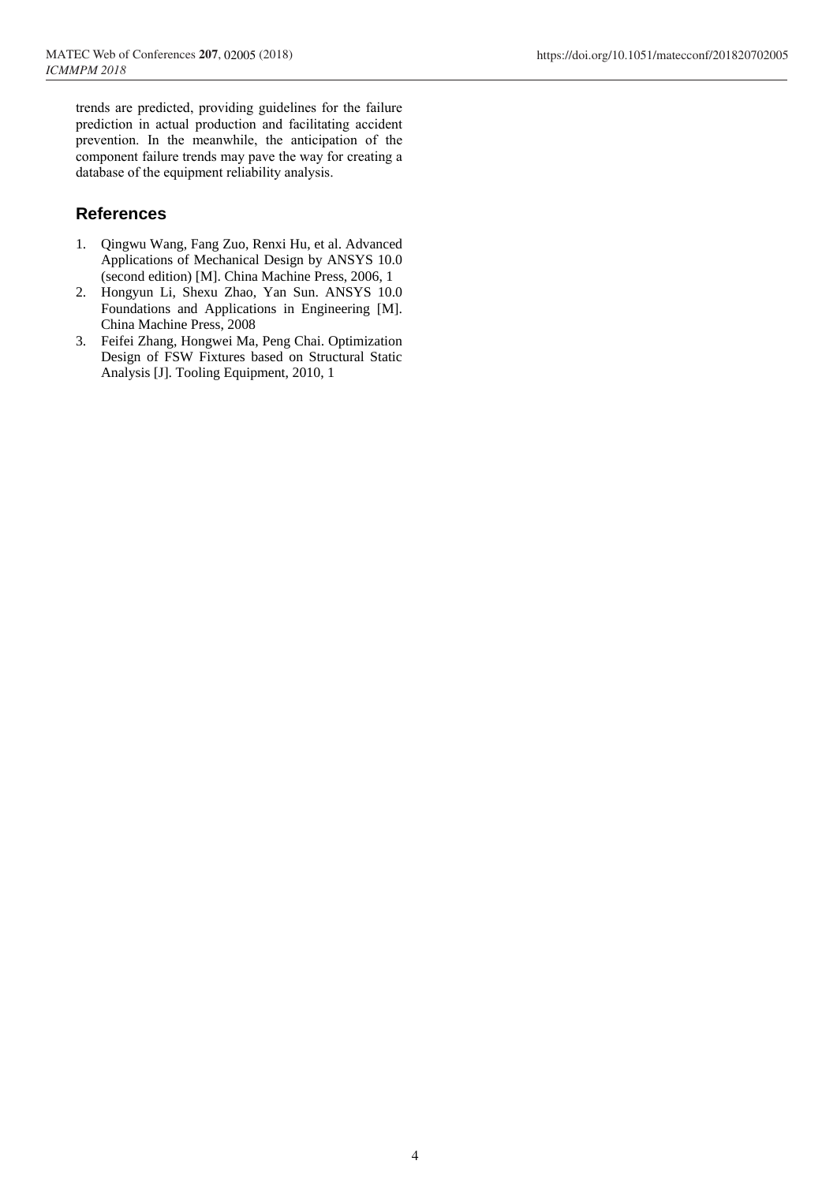trends are predicted, providing guidelines for the failure prediction in actual production and facilitating accident prevention. In the meanwhile, the anticipation of the component failure trends may pave the way for creating a database of the equipment reliability analysis.

## References

1. Qingwu Wang, Fang Zuo, Renxi Hu, et al. Advanced Applications of Mechanical Design by ANSYS 10.0 (second edition) [M]. China Machine Press, 2006, 1
2. Hongyun Li, Shexu Zhao, Yan Sun. ANSYS 10.0 Foundations and Applications in Engineering [M]. China Machine Press, 2008
3. Feifei Zhang, Hongwei Ma, Peng Chai. Optimization Design of FSW Fixtures based on Structural Static Analysis [J]. Tooling Equipment, 2010, 1